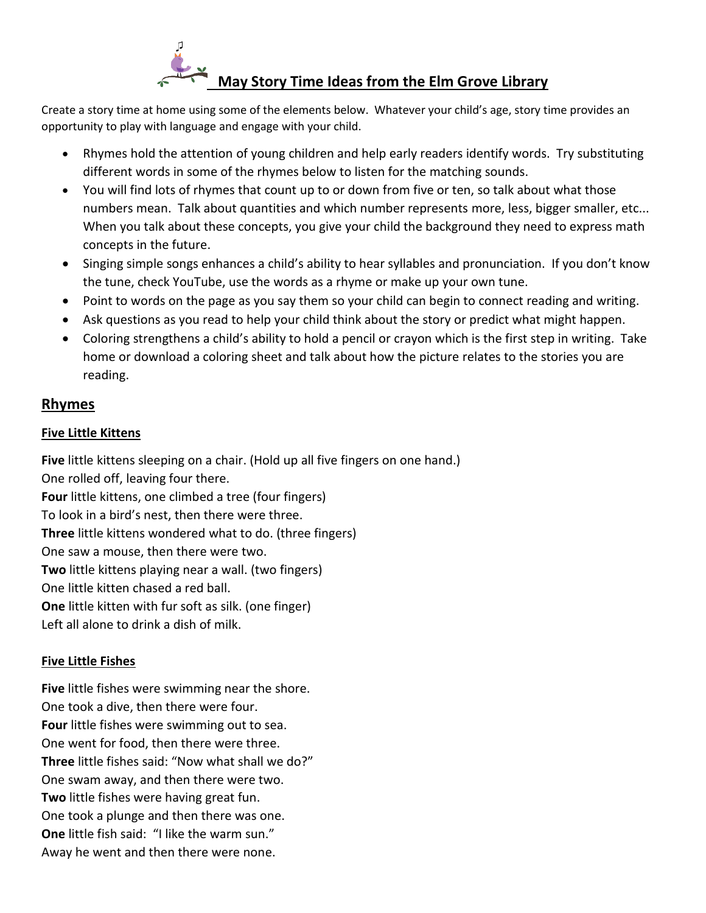# May Story Time Ideas from the Elm Grove Library

Create a story time at home using some of the elements below. Whatever your child's age, story time provides an opportunity to play with language and engage with your child.

- Rhymes hold the attention of young children and help early readers identify words. Try substituting different words in some of the rhymes below to listen for the matching sounds.
- You will find lots of rhymes that count up to or down from five or ten, so talk about what those numbers mean. Talk about quantities and which number represents more, less, bigger smaller, etc... When you talk about these concepts, you give your child the background they need to express math concepts in the future.
- Singing simple songs enhances a child's ability to hear syllables and pronunciation. If you don't know the tune, check YouTube, use the words as a rhyme or make up your own tune.
- Point to words on the page as you say them so your child can begin to connect reading and writing.
- Ask questions as you read to help your child think about the story or predict what might happen.
- Coloring strengthens a child's ability to hold a pencil or crayon which is the first step in writing. Take home or download a coloring sheet and talk about how the picture relates to the stories you are reading.

## Rhymes

### Five Little Kittens

**Five** little kittens sleeping on a chair. (Hold up all five fingers on one hand.)
One rolled off, leaving four there.
**Four** little kittens, one climbed a tree (four fingers)
To look in a bird's nest, then there were three.
**Three** little kittens wondered what to do. (three fingers)
One saw a mouse, then there were two.
**Two** little kittens playing near a wall. (two fingers)
One little kitten chased a red ball.
**One** little kitten with fur soft as silk. (one finger)
Left all alone to drink a dish of milk.

### Five Little Fishes

**Five** little fishes were swimming near the shore.
One took a dive, then there were four.
**Four** little fishes were swimming out to sea.
One went for food, then there were three.
**Three** little fishes said: "Now what shall we do?"
One swam away, and then there were two.
**Two** little fishes were having great fun.
One took a plunge and then there was one.
**One** little fish said: "I like the warm sun."
Away he went and then there were none.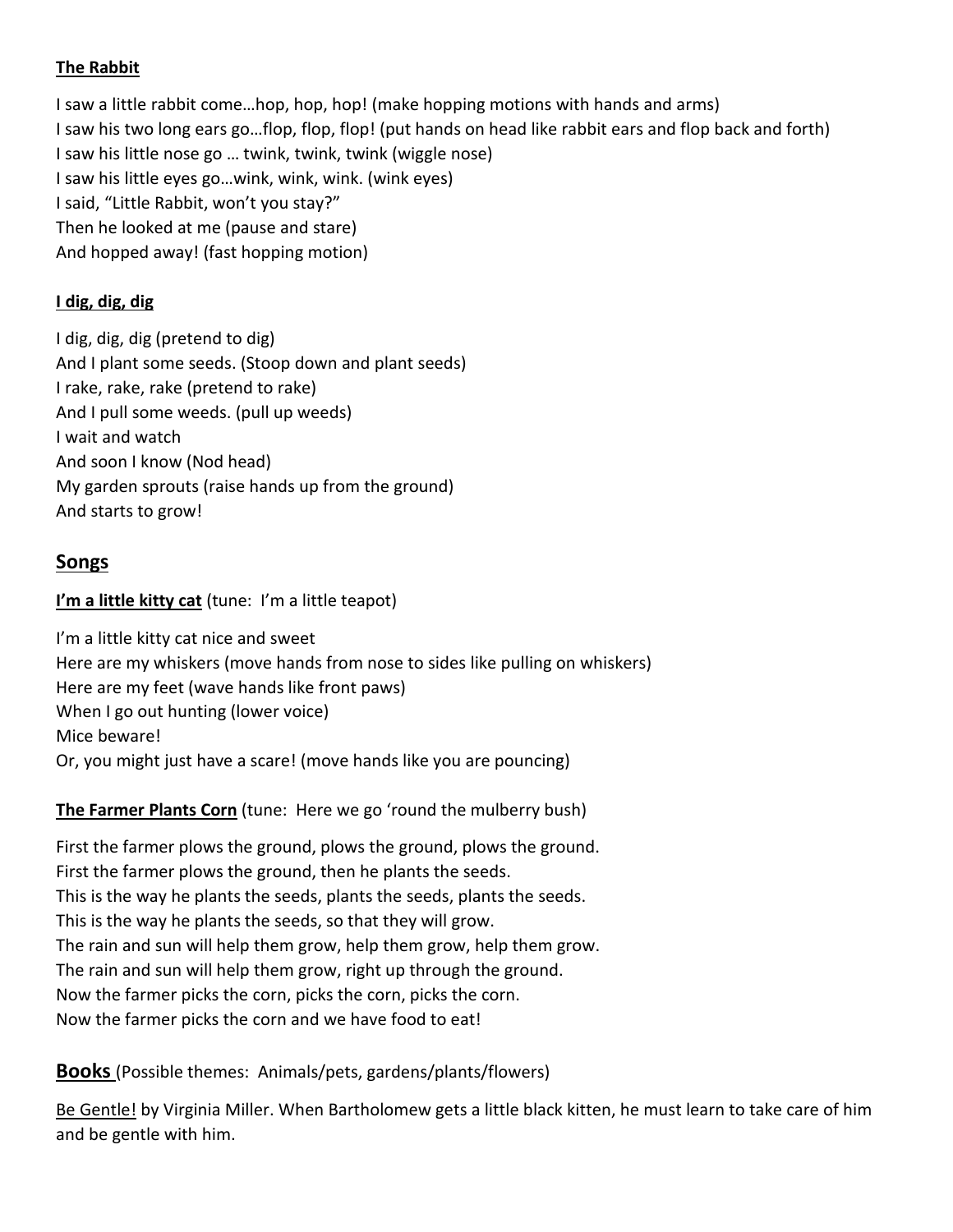**<u>The Rabbit</u>**

I saw a little rabbit come…hop, hop, hop! (make hopping motions with hands and arms)
I saw his two long ears go…flop, flop, flop! (put hands on head like rabbit ears and flop back and forth)
I saw his little nose go … twink, twink, twink (wiggle nose)
I saw his little eyes go…wink, wink, wink. (wink eyes)
I said, "Little Rabbit, won't you stay?"
Then he looked at me (pause and stare)
And hopped away! (fast hopping motion)

**<u>I dig, dig, dig</u>**

I dig, dig, dig (pretend to dig)
And I plant some seeds. (Stoop down and plant seeds)
I rake, rake, rake (pretend to rake)
And I pull some weeds. (pull up weeds)
I wait and watch
And soon I know (Nod head)
My garden sprouts (raise hands up from the ground)
And starts to grow!

## Songs

**<u>I'm a little kitty cat</u>** (tune: I'm a little teapot)

I'm a little kitty cat nice and sweet
Here are my whiskers (move hands from nose to sides like pulling on whiskers)
Here are my feet (wave hands like front paws)
When I go out hunting (lower voice)
Mice beware!
Or, you might just have a scare! (move hands like you are pouncing)

**<u>The Farmer Plants Corn</u>** (tune: Here we go 'round the mulberry bush)

First the farmer plows the ground, plows the ground, plows the ground.
First the farmer plows the ground, then he plants the seeds.
This is the way he plants the seeds, plants the seeds, plants the seeds.
This is the way he plants the seeds, so that they will grow.
The rain and sun will help them grow, help them grow, help them grow.
The rain and sun will help them grow, right up through the ground.
Now the farmer picks the corn, picks the corn, picks the corn.
Now the farmer picks the corn and we have food to eat!

**<u>Books</u>** (Possible themes: Animals/pets, gardens/plants/flowers)

<u>Be Gentle!</u> by Virginia Miller. When Bartholomew gets a little black kitten, he must learn to take care of him and be gentle with him.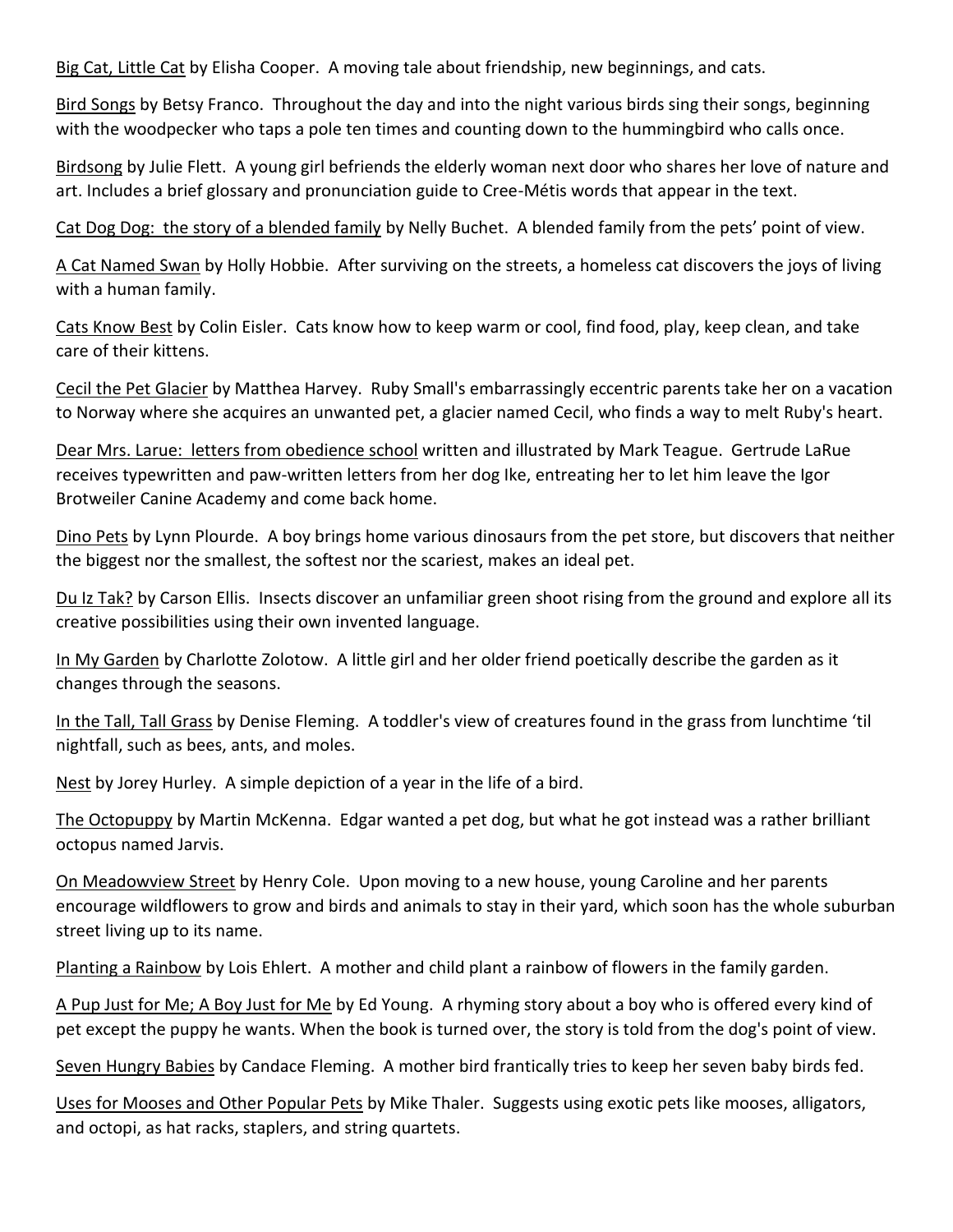<u>Big Cat, Little Cat</u> by Elisha Cooper. A moving tale about friendship, new beginnings, and cats.

<u>Bird Songs</u> by Betsy Franco. Throughout the day and into the night various birds sing their songs, beginning with the woodpecker who taps a pole ten times and counting down to the hummingbird who calls once.

<u>Birdsong</u> by Julie Flett. A young girl befriends the elderly woman next door who shares her love of nature and art. Includes a brief glossary and pronunciation guide to Cree-Métis words that appear in the text.

<u>Cat Dog Dog: the story of a blended family</u> by Nelly Buchet. A blended family from the pets' point of view.

<u>A Cat Named Swan</u> by Holly Hobbie. After surviving on the streets, a homeless cat discovers the joys of living with a human family.

<u>Cats Know Best</u> by Colin Eisler. Cats know how to keep warm or cool, find food, play, keep clean, and take care of their kittens.

<u>Cecil the Pet Glacier</u> by Matthea Harvey. Ruby Small's embarrassingly eccentric parents take her on a vacation to Norway where she acquires an unwanted pet, a glacier named Cecil, who finds a way to melt Ruby's heart.

<u>Dear Mrs. Larue: letters from obedience school</u> written and illustrated by Mark Teague. Gertrude LaRue receives typewritten and paw-written letters from her dog Ike, entreating her to let him leave the Igor Brotweiler Canine Academy and come back home.

<u>Dino Pets</u> by Lynn Plourde. A boy brings home various dinosaurs from the pet store, but discovers that neither the biggest nor the smallest, the softest nor the scariest, makes an ideal pet.

<u>Du Iz Tak?</u> by Carson Ellis. Insects discover an unfamiliar green shoot rising from the ground and explore all its creative possibilities using their own invented language.

<u>In My Garden</u> by Charlotte Zolotow. A little girl and her older friend poetically describe the garden as it changes through the seasons.

<u>In the Tall, Tall Grass</u> by Denise Fleming. A toddler's view of creatures found in the grass from lunchtime 'til nightfall, such as bees, ants, and moles.

<u>Nest</u> by Jorey Hurley. A simple depiction of a year in the life of a bird.

<u>The Octopuppy</u> by Martin McKenna. Edgar wanted a pet dog, but what he got instead was a rather brilliant octopus named Jarvis.

<u>On Meadowview Street</u> by Henry Cole. Upon moving to a new house, young Caroline and her parents encourage wildflowers to grow and birds and animals to stay in their yard, which soon has the whole suburban street living up to its name.

<u>Planting a Rainbow</u> by Lois Ehlert. A mother and child plant a rainbow of flowers in the family garden.

<u>A Pup Just for Me; A Boy Just for Me</u> by Ed Young. A rhyming story about a boy who is offered every kind of pet except the puppy he wants. When the book is turned over, the story is told from the dog's point of view.

<u>Seven Hungry Babies</u> by Candace Fleming. A mother bird frantically tries to keep her seven baby birds fed.

<u>Uses for Mooses and Other Popular Pets</u> by Mike Thaler. Suggests using exotic pets like mooses, alligators, and octopi, as hat racks, staplers, and string quartets.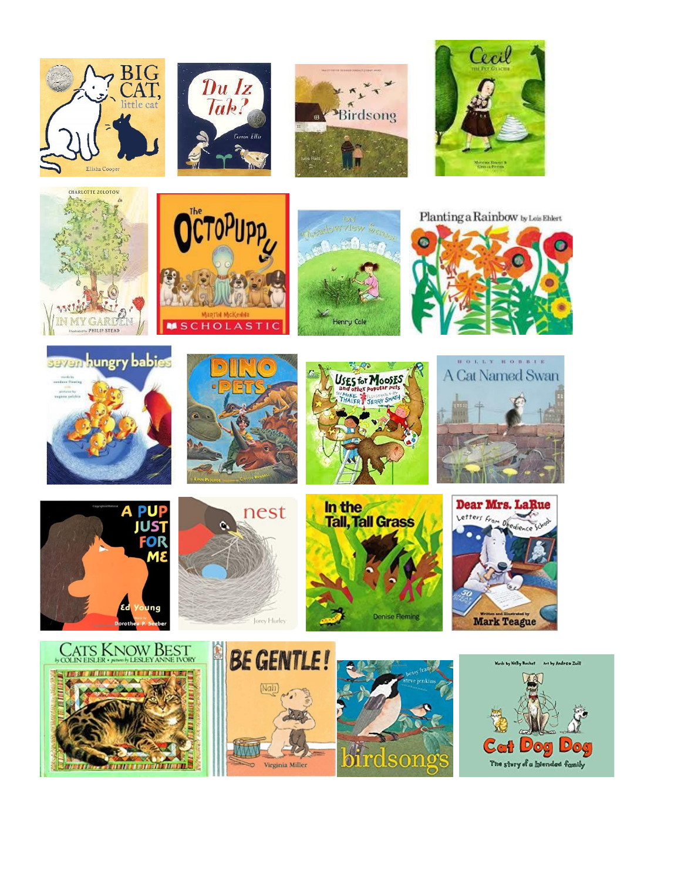BIG CAT, little cat
Elisha Cooper

Du Iz Tak?
Carson Ellis

Birdsong
Julie Flett

Cecil the Pet Glacier
Matthea Harvey & Giselle Potter

Charlotte Zolotow
In My Garden
Illustrated by Philip Stead

The Octopuppy
Martin McKenna
Scholastic

On Meadowview Street
Henry Cole

Planting a Rainbow by Lois Ehlert

seven hungry babies
words by candace fleming
pictures by eugene yelchin

Dino Pets
Lynn Plourde
Gideon Kendall

Uses for Mooses and other popular pets
by Mike Thaler
illustrated by Jerry Smath

Holly Hobbie
A Cat Named Swan

A Pup Just for Me
Ed Young
Dorothea P. Seeber

nest
Jorey Hurley

In the Tall, Tall Grass
Denise Fleming

Dear Mrs. LaRue
Letters from Obedience School
Written and Illustrated by Mark Teague

Cats Know Best
by Colin Eisler • pictures by Lesley Anne Ivory

Be Gentle!
Nah
Virginia Miller

birdsongs
betsy franco
steve jenkins

Words by Nelly Buchet
Art by Andrea Zuill
Cat Dog Dog
The story of a blended family